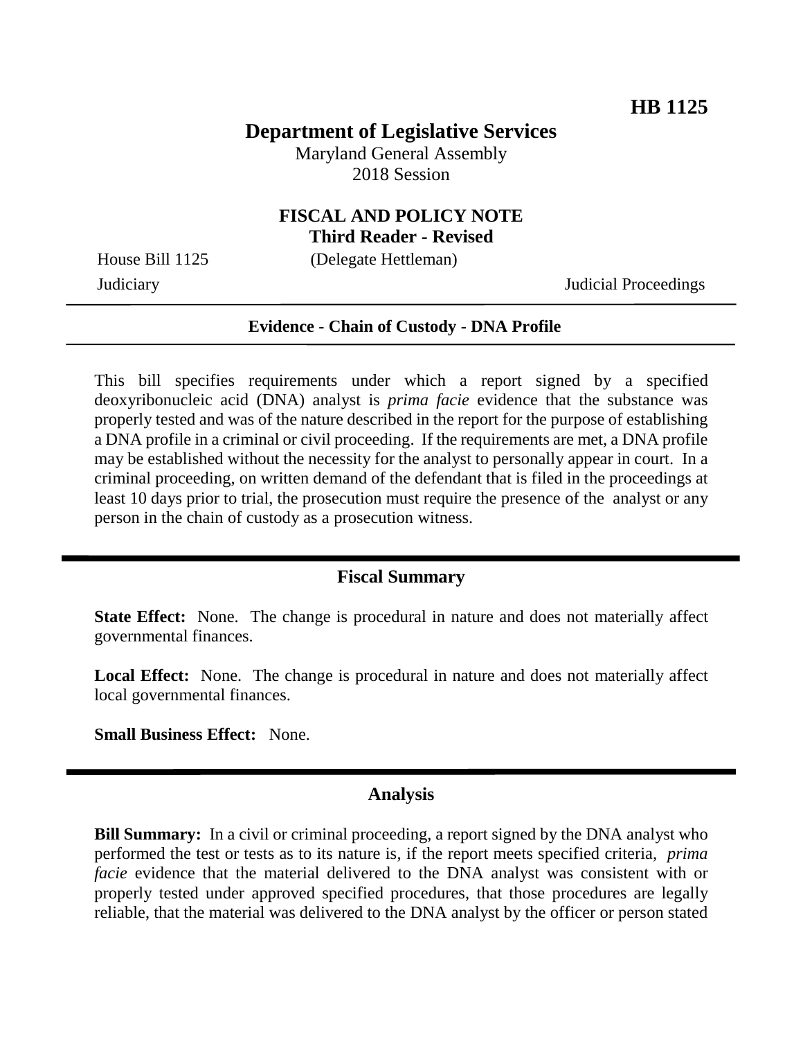**HB 1125**

# Department of Legislative Services

Maryland General Assembly
2018 Session

## FISCAL AND POLICY NOTE
**Third Reader - Revised**

House Bill 1125 (Delegate Hettleman)
Judiciary Judicial Proceedings

---

**Evidence - Chain of Custody - DNA Profile**

---

This bill specifies requirements under which a report signed by a specified deoxyribonucleic acid (DNA) analyst is *prima facie* evidence that the substance was properly tested and was of the nature described in the report for the purpose of establishing a DNA profile in a criminal or civil proceeding. If the requirements are met, a DNA profile may be established without the necessity for the analyst to personally appear in court. In a criminal proceeding, on written demand of the defendant that is filed in the proceedings at least 10 days prior to trial, the prosecution must require the presence of the analyst or any person in the chain of custody as a prosecution witness.

## Fiscal Summary

**State Effect:** None. The change is procedural in nature and does not materially affect governmental finances.

**Local Effect:** None. The change is procedural in nature and does not materially affect local governmental finances.

**Small Business Effect:** None.

## Analysis

**Bill Summary:** In a civil or criminal proceeding, a report signed by the DNA analyst who performed the test or tests as to its nature is, if the report meets specified criteria, *prima facie* evidence that the material delivered to the DNA analyst was consistent with or properly tested under approved specified procedures, that those procedures are legally reliable, that the material was delivered to the DNA analyst by the officer or person stated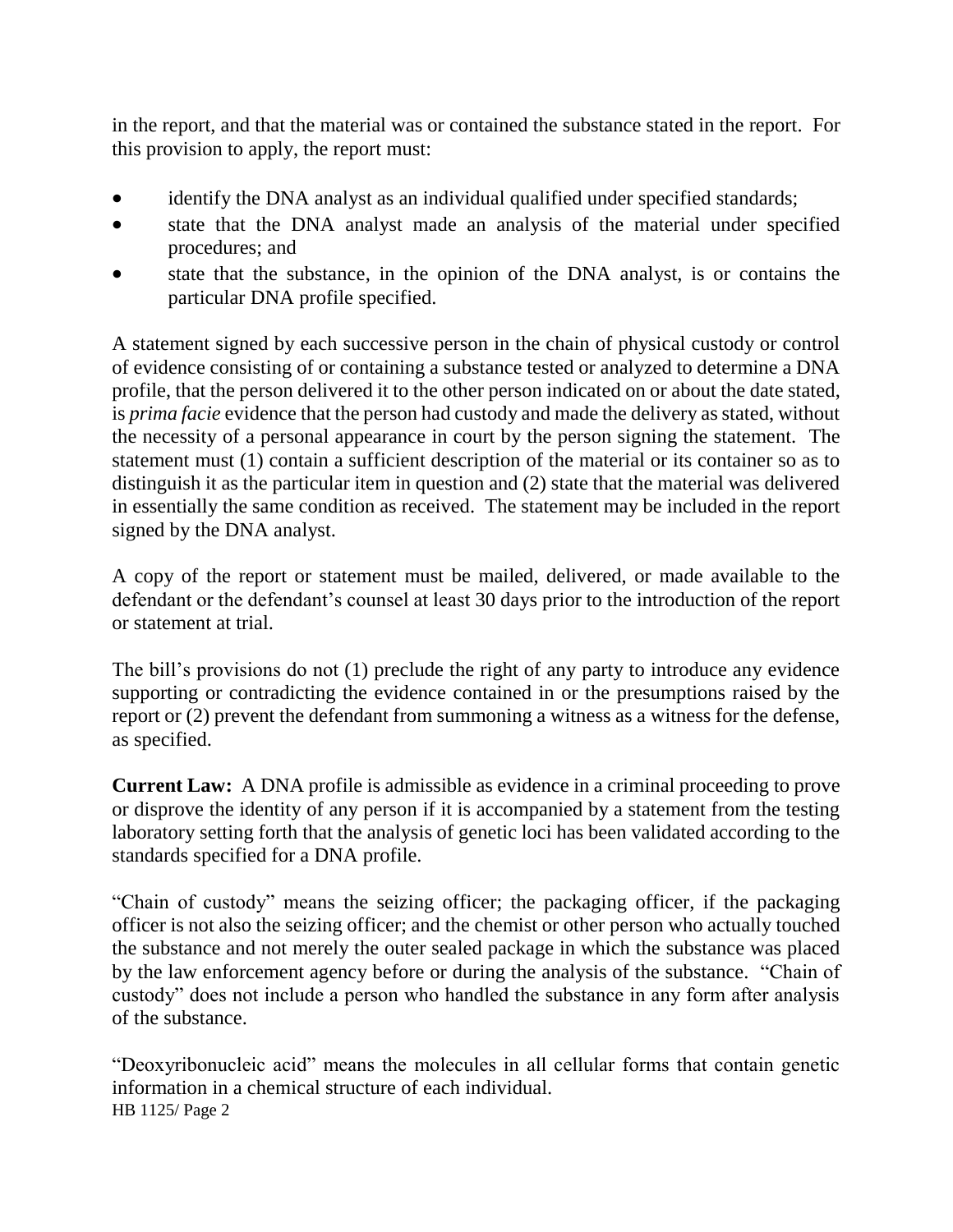in the report, and that the material was or contained the substance stated in the report. For this provision to apply, the report must:

- identify the DNA analyst as an individual qualified under specified standards;
- state that the DNA analyst made an analysis of the material under specified procedures; and
- state that the substance, in the opinion of the DNA analyst, is or contains the particular DNA profile specified.

A statement signed by each successive person in the chain of physical custody or control of evidence consisting of or containing a substance tested or analyzed to determine a DNA profile, that the person delivered it to the other person indicated on or about the date stated, is *prima facie* evidence that the person had custody and made the delivery as stated, without the necessity of a personal appearance in court by the person signing the statement. The statement must (1) contain a sufficient description of the material or its container so as to distinguish it as the particular item in question and (2) state that the material was delivered in essentially the same condition as received. The statement may be included in the report signed by the DNA analyst.

A copy of the report or statement must be mailed, delivered, or made available to the defendant or the defendant's counsel at least 30 days prior to the introduction of the report or statement at trial.

The bill's provisions do not (1) preclude the right of any party to introduce any evidence supporting or contradicting the evidence contained in or the presumptions raised by the report or (2) prevent the defendant from summoning a witness as a witness for the defense, as specified.

**Current Law:** A DNA profile is admissible as evidence in a criminal proceeding to prove or disprove the identity of any person if it is accompanied by a statement from the testing laboratory setting forth that the analysis of genetic loci has been validated according to the standards specified for a DNA profile.

"Chain of custody" means the seizing officer; the packaging officer, if the packaging officer is not also the seizing officer; and the chemist or other person who actually touched the substance and not merely the outer sealed package in which the substance was placed by the law enforcement agency before or during the analysis of the substance. "Chain of custody" does not include a person who handled the substance in any form after analysis of the substance.

"Deoxyribonucleic acid" means the molecules in all cellular forms that contain genetic information in a chemical structure of each individual.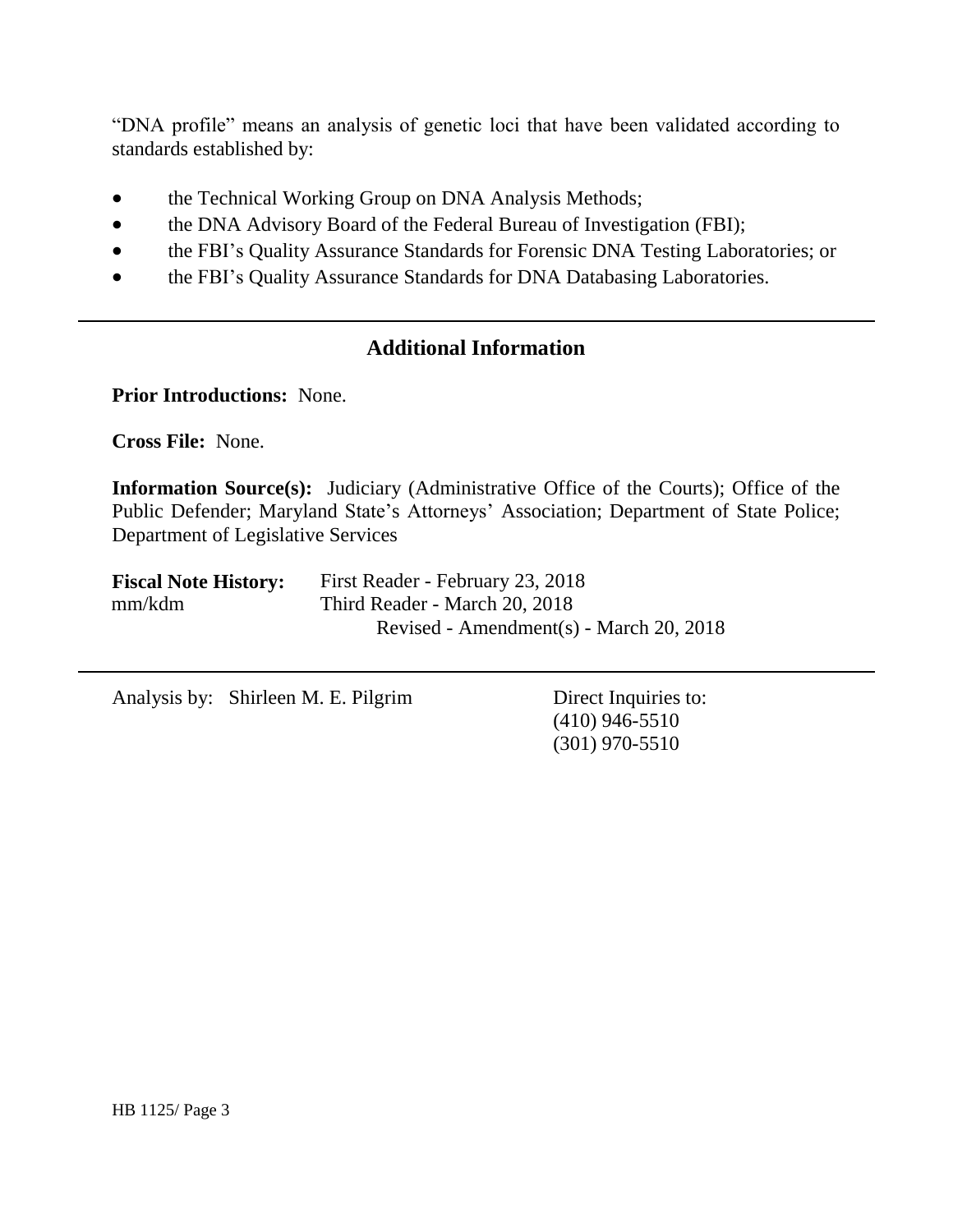"DNA profile" means an analysis of genetic loci that have been validated according to standards established by:

- the Technical Working Group on DNA Analysis Methods;
- the DNA Advisory Board of the Federal Bureau of Investigation (FBI);
- the FBI's Quality Assurance Standards for Forensic DNA Testing Laboratories; or
- the FBI's Quality Assurance Standards for DNA Databasing Laboratories.

---

## Additional Information

**Prior Introductions:** None.

**Cross File:** None.

**Information Source(s):** Judiciary (Administrative Office of the Courts); Office of the Public Defender; Maryland State's Attorneys' Association; Department of State Police; Department of Legislative Services

**Fiscal Note History:** First Reader - February 23, 2018
mm/kdm Third Reader - March 20, 2018
Revised - Amendment(s) - March 20, 2018

---

Analysis by: Shirleen M. E. Pilgrim

Direct Inquiries to:
(410) 946-5510
(301) 970-5510